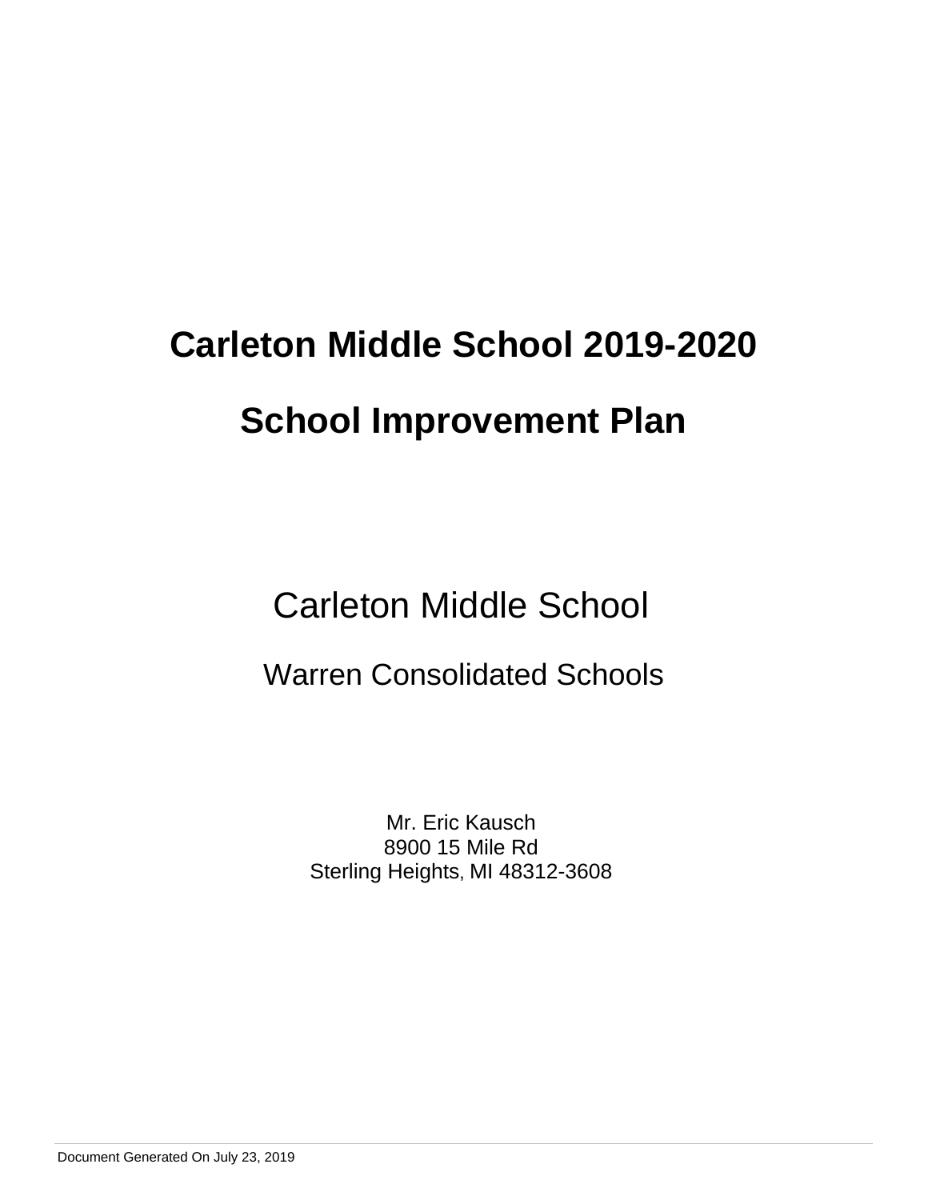# Carleton Middle School 2019-2020

# School Improvement Plan

Carleton Middle School

Warren Consolidated Schools

Mr. Eric Kausch
8900 15 Mile Rd
Sterling Heights, MI 48312-3608

Document Generated On July 23, 2019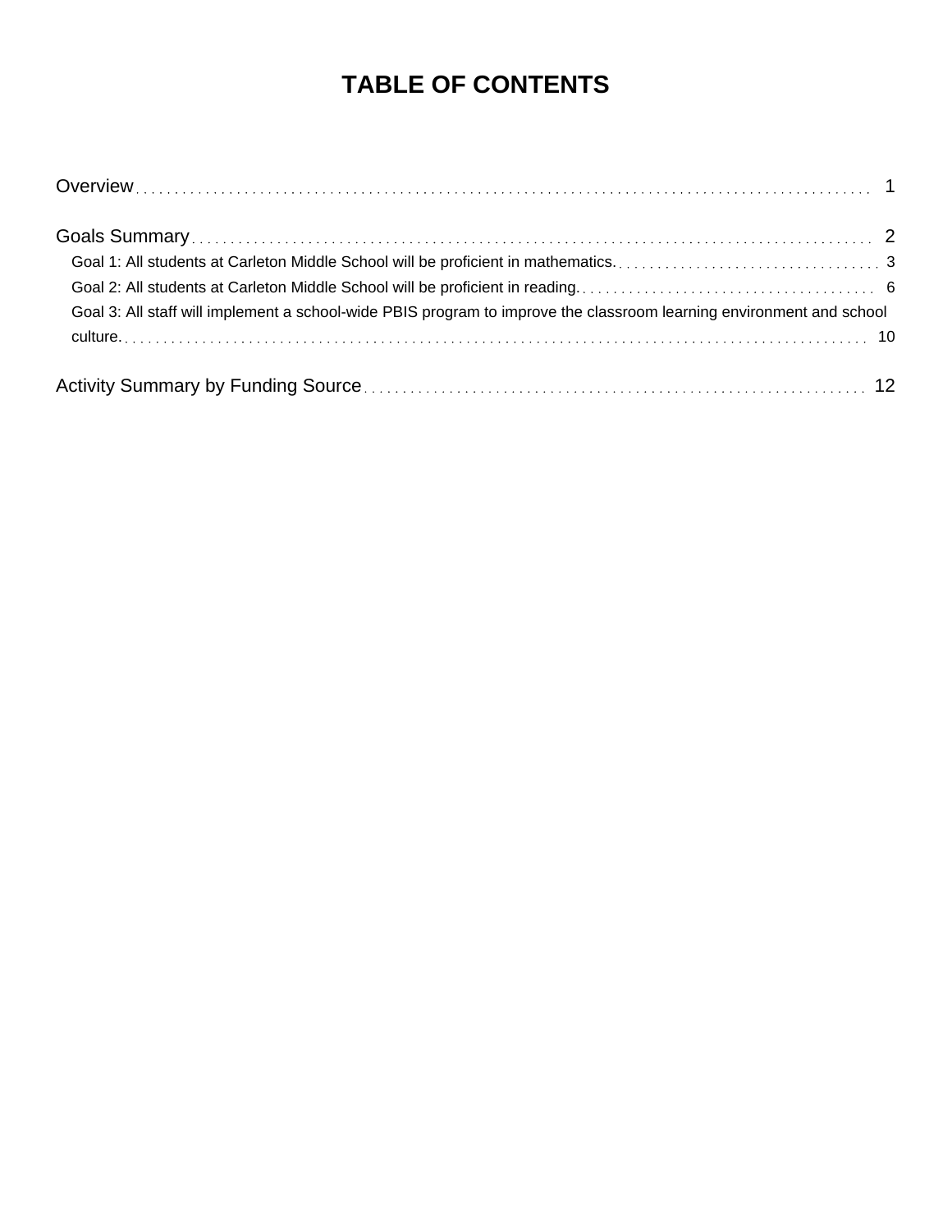# TABLE OF CONTENTS

Overview . . . . . . . . . . 1

Goals Summary . . . . . . . . . . 2

- Goal 1: All students at Carleton Middle School will be proficient in mathematics. . . . . . . . . . 3
- Goal 2: All students at Carleton Middle School will be proficient in reading. . . . . . . . . . 6
- Goal 3: All staff will implement a school-wide PBIS program to improve the classroom learning environment and school culture. . . . . . . . . . 10

Activity Summary by Funding Source . . . . . . . . . . 12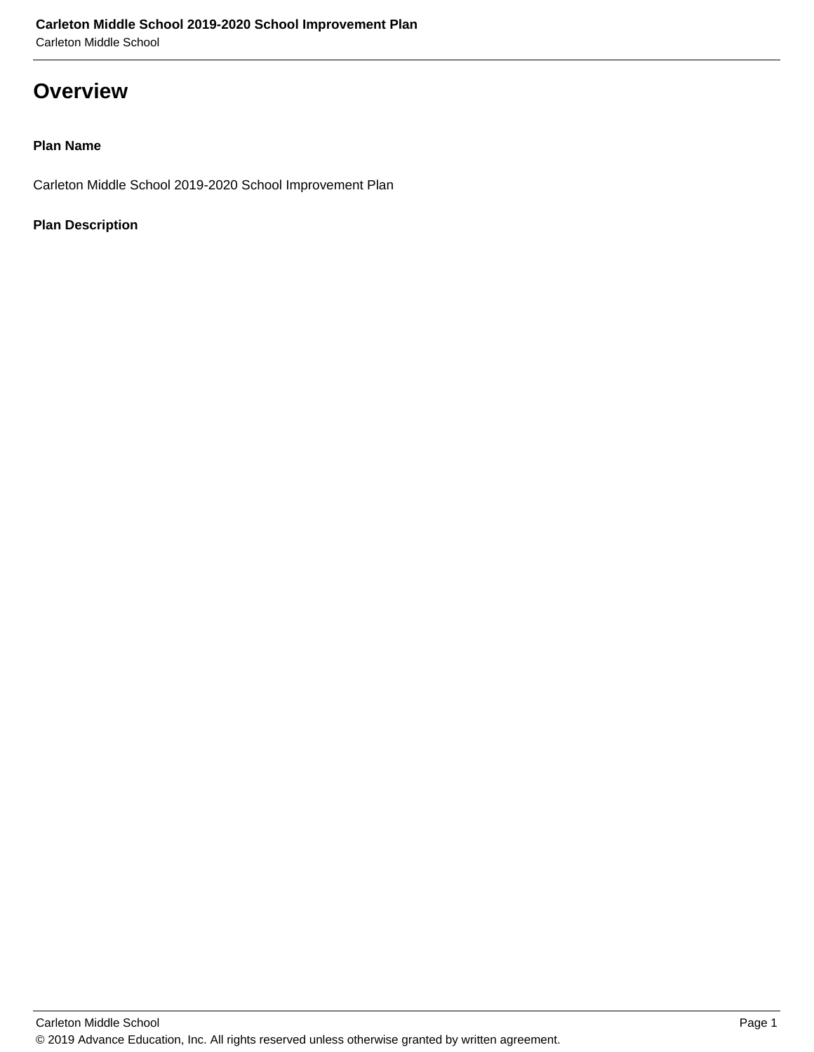# Overview

**Plan Name**

Carleton Middle School 2019-2020 School Improvement Plan

**Plan Description**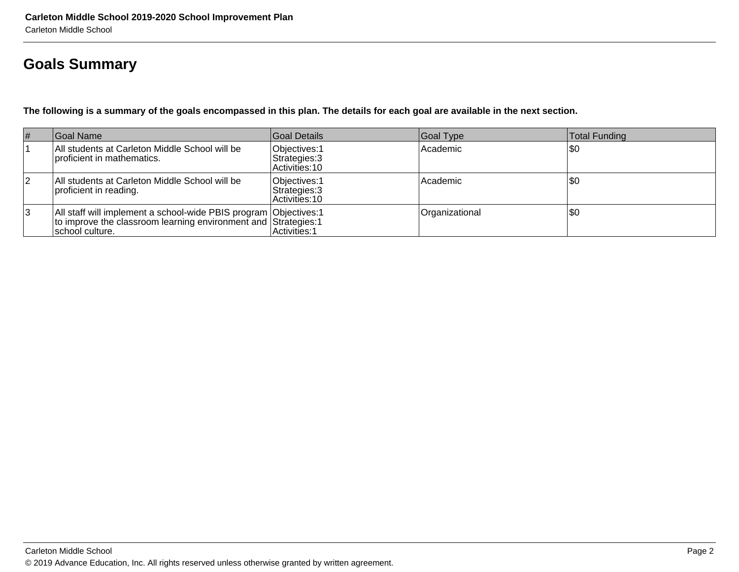## Goals Summary

**The following is a summary of the goals encompassed in this plan. The details for each goal are available in the next section.**

| # | Goal Name | Goal Details | Goal Type | Total Funding |
|---|---|---|---|---|
| 1 | All students at Carleton Middle School will be proficient in mathematics. | Objectives:1<br>Strategies:3<br>Activities:10 | Academic | $0 |
| 2 | All students at Carleton Middle School will be proficient in reading. | Objectives:1<br>Strategies:3<br>Activities:10 | Academic | $0 |
| 3 | All staff will implement a school-wide PBIS program to improve the classroom learning environment and school culture. | Objectives:1<br>Strategies:1<br>Activities:1 | Organizational | $0 |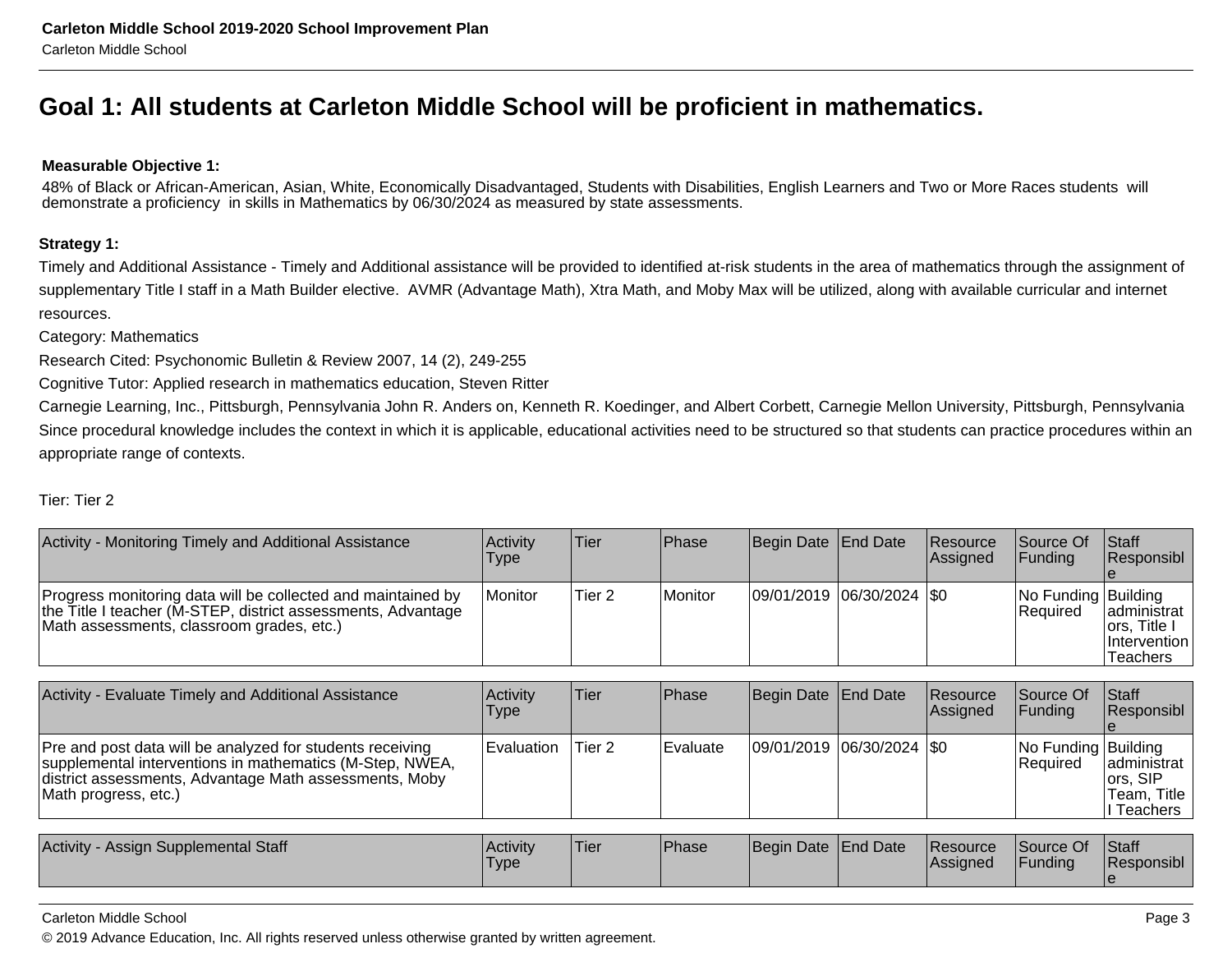# Goal 1: All students at Carleton Middle School will be proficient in mathematics.

**Measurable Objective 1:**

48% of Black or African-American, Asian, White, Economically Disadvantaged, Students with Disabilities, English Learners and Two or More Races students will demonstrate a proficiency in skills in Mathematics by 06/30/2024 as measured by state assessments.

**Strategy 1:**

Timely and Additional Assistance - Timely and Additional assistance will be provided to identified at-risk students in the area of mathematics through the assignment of supplementary Title I staff in a Math Builder elective. AVMR (Advantage Math), Xtra Math, and Moby Max will be utilized, along with available curricular and internet resources.

Category: Mathematics

Research Cited: Psychonomic Bulletin & Review 2007, 14 (2), 249-255

Cognitive Tutor: Applied research in mathematics education, Steven Ritter

Carnegie Learning, Inc., Pittsburgh, Pennsylvania John R. Anders on, Kenneth R. Koedinger, and Albert Corbett, Carnegie Mellon University, Pittsburgh, Pennsylvania

Since procedural knowledge includes the context in which it is applicable, educational activities need to be structured so that students can practice procedures within an appropriate range of contexts.

Tier: Tier 2

| Activity - Monitoring Timely and Additional Assistance | Activity Type | Tier | Phase | Begin Date | End Date | Resource Assigned | Source Of Funding | Staff Responsible |
|---|---|---|---|---|---|---|---|---|
| Progress monitoring data will be collected and maintained by the Title I teacher (M-STEP, district assessments, Advantage Math assessments, classroom grades, etc.) | Monitor | Tier 2 | Monitor | 09/01/2019 | 06/30/2024 | $0 | No Funding Required | Building administrators, Title I Intervention Teachers |

| Activity - Evaluate Timely and Additional Assistance | Activity Type | Tier | Phase | Begin Date | End Date | Resource Assigned | Source Of Funding | Staff Responsible |
|---|---|---|---|---|---|---|---|---|
| Pre and post data will be analyzed for students receiving supplemental interventions in mathematics (M-Step, NWEA, district assessments, Advantage Math assessments, Moby Math progress, etc.) | Evaluation | Tier 2 | Evaluate | 09/01/2019 | 06/30/2024 | $0 | No Funding Required | Building administrators, SIP Team, Title I Teachers |

| Activity - Assign Supplemental Staff | Activity Type | Tier | Phase | Begin Date | End Date | Resource Assigned | Source Of Funding | Staff Responsible |
|---|---|---|---|---|---|---|---|---|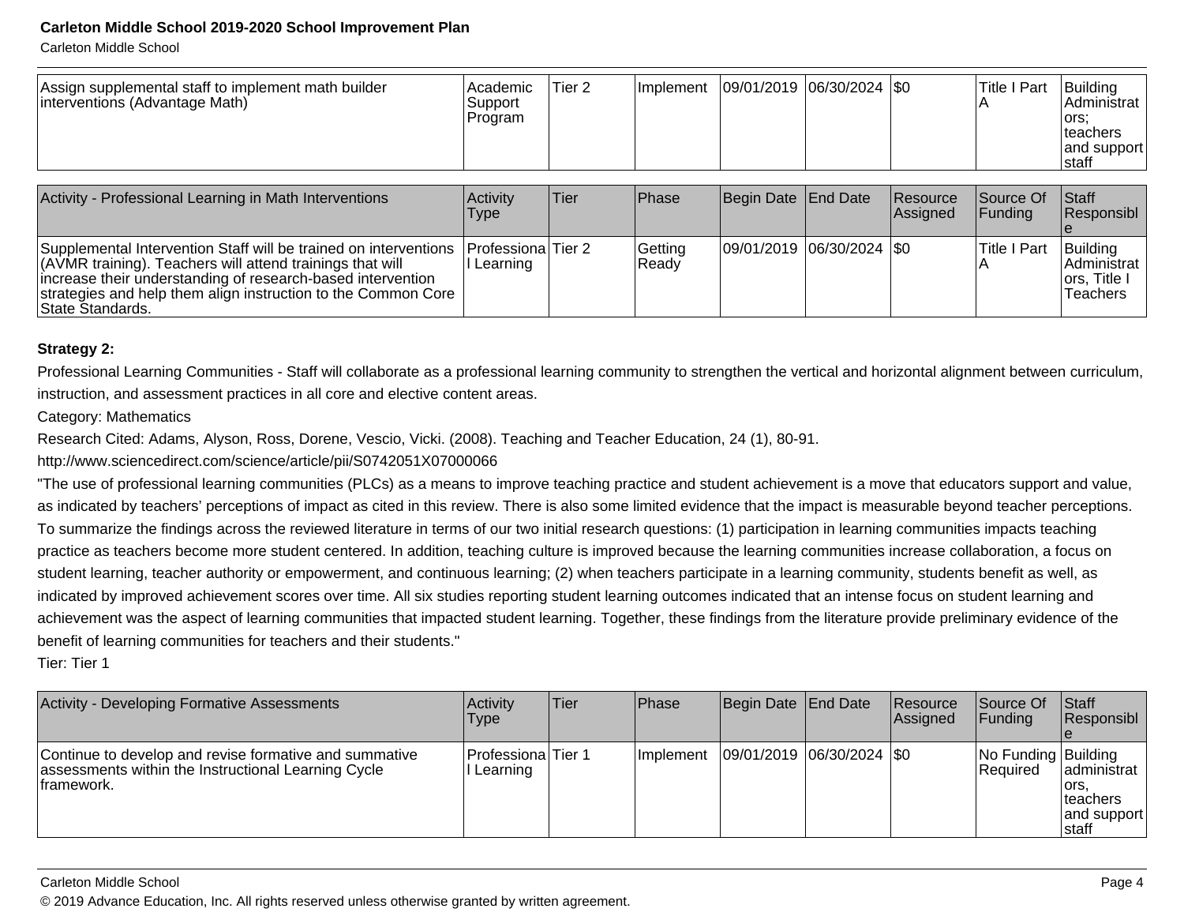| | | | | | | | | |
|---|---|---|---|---|---|---|---|---|
| Assign supplemental staff to implement math builder interventions (Advantage Math) | Academic Support Program | Tier 2 | Implement | 09/01/2019 | 06/30/2024 | $0 | Title I Part A | Building Administrators; teachers and support staff |

| Activity - Professional Learning in Math Interventions | Activity Type | Tier | Phase | Begin Date | End Date | Resource Assigned | Source Of Funding | Staff Responsible |
|---|---|---|---|---|---|---|---|---|
| Supplemental Intervention Staff will be trained on interventions (AVMR training). Teachers will attend trainings that will increase their understanding of research-based intervention strategies and help them align instruction to the Common Core State Standards. | Professional Learning | Tier 2 | Getting Ready | 09/01/2019 | 06/30/2024 | $0 | Title I Part A | Building Administrators, Title I Teachers |

**Strategy 2:**

Professional Learning Communities - Staff will collaborate as a professional learning community to strengthen the vertical and horizontal alignment between curriculum, instruction, and assessment practices in all core and elective content areas.

Category: Mathematics

Research Cited: Adams, Alyson, Ross, Dorene, Vescio, Vicki. (2008). Teaching and Teacher Education, 24 (1), 80-91.

http://www.sciencedirect.com/science/article/pii/S0742051X07000066

"The use of professional learning communities (PLCs) as a means to improve teaching practice and student achievement is a move that educators support and value, as indicated by teachers' perceptions of impact as cited in this review. There is also some limited evidence that the impact is measurable beyond teacher perceptions. To summarize the findings across the reviewed literature in terms of our two initial research questions: (1) participation in learning communities impacts teaching practice as teachers become more student centered. In addition, teaching culture is improved because the learning communities increase collaboration, a focus on student learning, teacher authority or empowerment, and continuous learning; (2) when teachers participate in a learning community, students benefit as well, as indicated by improved achievement scores over time. All six studies reporting student learning outcomes indicated that an intense focus on student learning and achievement was the aspect of learning communities that impacted student learning. Together, these findings from the literature provide preliminary evidence of the benefit of learning communities for teachers and their students."

Tier: Tier 1

| Activity - Developing Formative Assessments | Activity Type | Tier | Phase | Begin Date | End Date | Resource Assigned | Source Of Funding | Staff Responsible |
|---|---|---|---|---|---|---|---|---|
| Continue to develop and revise formative and summative assessments within the Instructional Learning Cycle framework. | Professional Learning | Tier 1 | Implement | 09/01/2019 | 06/30/2024 | $0 | No Funding Required | Building administrators, teachers and support staff |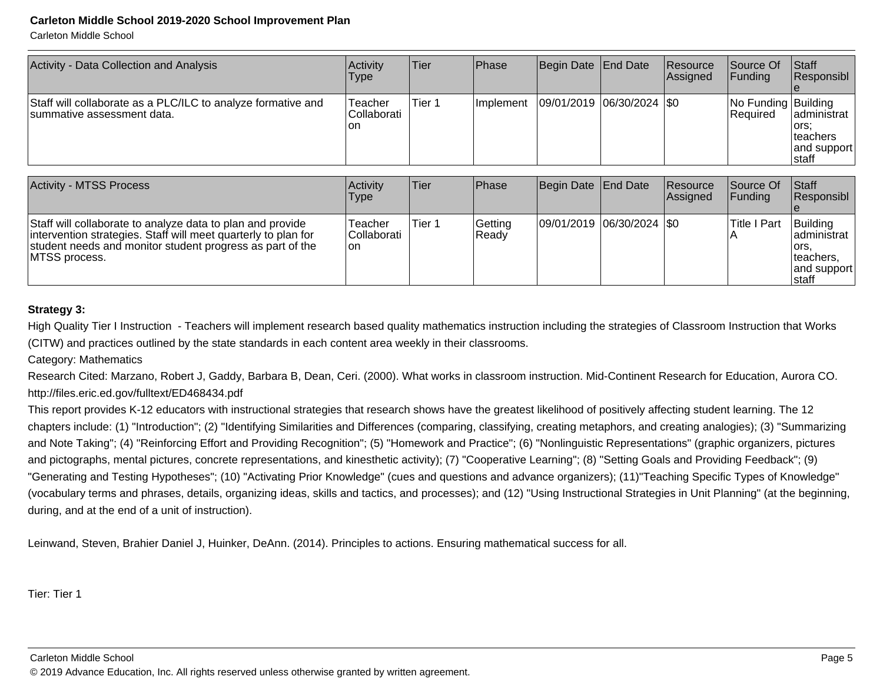| Activity - Data Collection and Analysis | Activity Type | Tier | Phase | Begin Date | End Date | Resource Assigned | Source Of Funding | Staff Responsible |
|---|---|---|---|---|---|---|---|---|
| Staff will collaborate as a PLC/ILC to analyze formative and summative assessment data. | Teacher Collaboration | Tier 1 | Implement | 09/01/2019 | 06/30/2024 | $0 | No Funding Required | Building administrators; teachers and support staff |

| Activity - MTSS Process | Activity Type | Tier | Phase | Begin Date | End Date | Resource Assigned | Source Of Funding | Staff Responsible |
|---|---|---|---|---|---|---|---|---|
| Staff will collaborate to analyze data to plan and provide intervention strategies. Staff will meet quarterly to plan for student needs and monitor student progress as part of the MTSS process. | Teacher Collaboration | Tier 1 | Getting Ready | 09/01/2019 | 06/30/2024 | $0 | Title I Part A | Building administrators, teachers, and support staff |

**Strategy 3:**

High Quality Tier I Instruction - Teachers will implement research based quality mathematics instruction including the strategies of Classroom Instruction that Works (CITW) and practices outlined by the state standards in each content area weekly in their classrooms.

Category: Mathematics

Research Cited: Marzano, Robert J, Gaddy, Barbara B, Dean, Ceri. (2000). What works in classroom instruction. Mid-Continent Research for Education, Aurora CO. http://files.eric.ed.gov/fulltext/ED468434.pdf

This report provides K-12 educators with instructional strategies that research shows have the greatest likelihood of positively affecting student learning. The 12 chapters include: (1) "Introduction"; (2) "Identifying Similarities and Differences (comparing, classifying, creating metaphors, and creating analogies); (3) "Summarizing and Note Taking"; (4) "Reinforcing Effort and Providing Recognition"; (5) "Homework and Practice"; (6) "Nonlinguistic Representations" (graphic organizers, pictures and pictographs, mental pictures, concrete representations, and kinesthetic activity); (7) "Cooperative Learning"; (8) "Setting Goals and Providing Feedback"; (9) "Generating and Testing Hypotheses"; (10) "Activating Prior Knowledge" (cues and questions and advance organizers); (11)"Teaching Specific Types of Knowledge" (vocabulary terms and phrases, details, organizing ideas, skills and tactics, and processes); and (12) "Using Instructional Strategies in Unit Planning" (at the beginning, during, and at the end of a unit of instruction).

Leinwand, Steven, Brahier Daniel J, Huinker, DeAnn. (2014). Principles to actions. Ensuring mathematical success for all.

Tier: Tier 1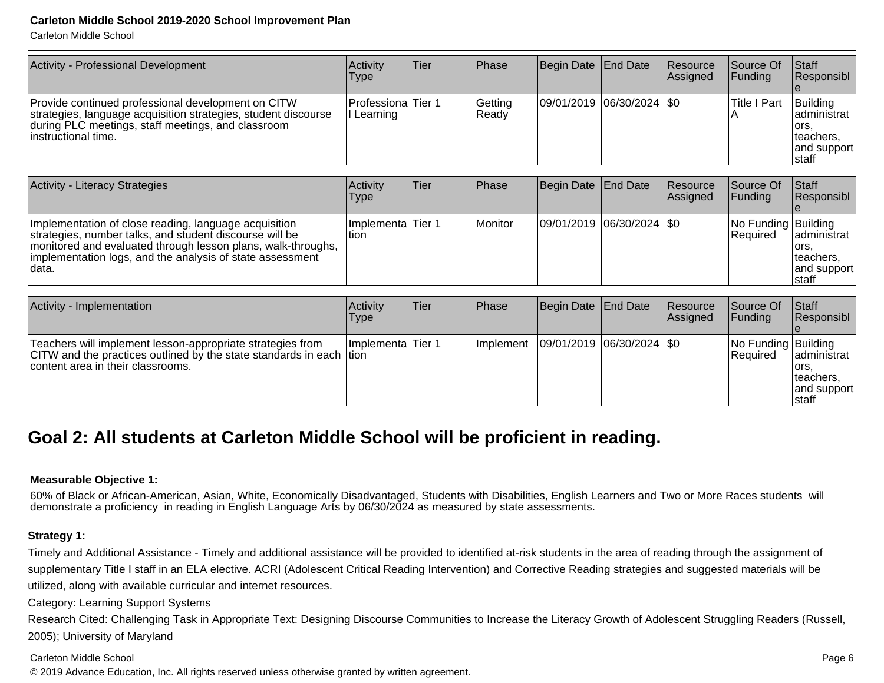| Activity - Professional Development | Activity Type | Tier | Phase | Begin Date | End Date | Resource Assigned | Source Of Funding | Staff Responsible |
|---|---|---|---|---|---|---|---|---|
| Provide continued professional development on CITW strategies, language acquisition strategies, student discourse during PLC meetings, staff meetings, and classroom instructional time. | Professional Learning | Tier 1 | Getting Ready | 09/01/2019 | 06/30/2024 | $0 | Title I Part A | Building administrators, teachers, and support staff |

| Activity - Literacy Strategies | Activity Type | Tier | Phase | Begin Date | End Date | Resource Assigned | Source Of Funding | Staff Responsible |
|---|---|---|---|---|---|---|---|---|
| Implementation of close reading, language acquisition strategies, number talks, and student discourse will be monitored and evaluated through lesson plans, walk-throughs, implementation logs, and the analysis of state assessment data. | Implementation | Tier 1 | Monitor | 09/01/2019 | 06/30/2024 | $0 | No Funding Required | Building administrators, teachers, and support staff |

| Activity - Implementation | Activity Type | Tier | Phase | Begin Date | End Date | Resource Assigned | Source Of Funding | Staff Responsible |
|---|---|---|---|---|---|---|---|---|
| Teachers will implement lesson-appropriate strategies from CITW and the practices outlined by the state standards in each content area in their classrooms. | Implementation | Tier 1 | Implement | 09/01/2019 | 06/30/2024 | $0 | No Funding Required | Building administrators, teachers, and support staff |

## Goal 2: All students at Carleton Middle School will be proficient in reading.

**Measurable Objective 1:**

60% of Black or African-American, Asian, White, Economically Disadvantaged, Students with Disabilities, English Learners and Two or More Races students will demonstrate a proficiency in reading in English Language Arts by 06/30/2024 as measured by state assessments.

**Strategy 1:**

Timely and Additional Assistance - Timely and additional assistance will be provided to identified at-risk students in the area of reading through the assignment of supplementary Title I staff in an ELA elective. ACRI (Adolescent Critical Reading Intervention) and Corrective Reading strategies and suggested materials will be utilized, along with available curricular and internet resources.

Category: Learning Support Systems

Research Cited: Challenging Task in Appropriate Text: Designing Discourse Communities to Increase the Literacy Growth of Adolescent Struggling Readers (Russell, 2005); University of Maryland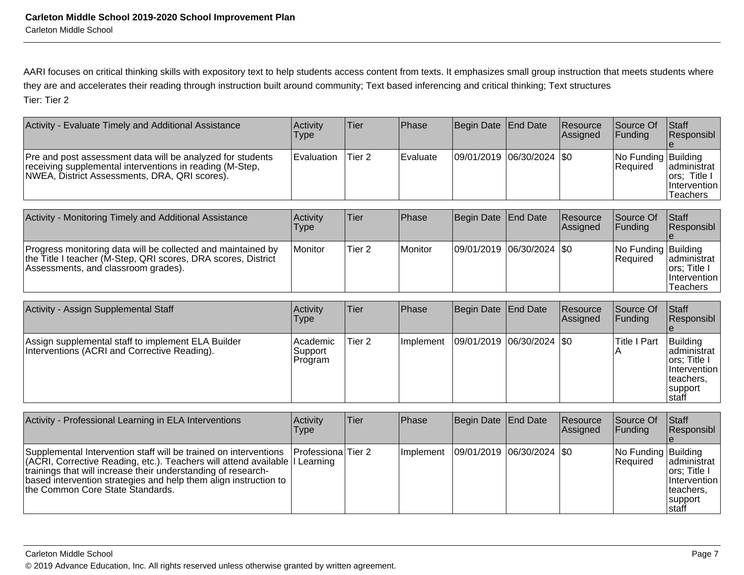AARI focuses on critical thinking skills with expository text to help students access content from texts. It emphasizes small group instruction that meets students where they are and accelerates their reading through instruction built around community; Text based inferencing and critical thinking; Text structures

Tier: Tier 2

| Activity - Evaluate Timely and Additional Assistance | Activity Type | Tier | Phase | Begin Date | End Date | Resource Assigned | Source Of Funding | Staff Responsible |
|---|---|---|---|---|---|---|---|---|
| Pre and post assessment data will be analyzed for students receiving supplemental interventions in reading (M-Step, NWEA, District Assessments, DRA, QRI scores). | Evaluation | Tier 2 | Evaluate | 09/01/2019 | 06/30/2024 | $0 | No Funding Required | Building administrators; Title I Intervention Teachers |

| Activity - Monitoring Timely and Additional Assistance | Activity Type | Tier | Phase | Begin Date | End Date | Resource Assigned | Source Of Funding | Staff Responsible |
|---|---|---|---|---|---|---|---|---|
| Progress monitoring data will be collected and maintained by the Title I teacher (M-Step, QRI scores, DRA scores, District Assessments, and classroom grades). | Monitor | Tier 2 | Monitor | 09/01/2019 | 06/30/2024 | $0 | No Funding Required | Building administrators; Title I Intervention Teachers |

| Activity - Assign Supplemental Staff | Activity Type | Tier | Phase | Begin Date | End Date | Resource Assigned | Source Of Funding | Staff Responsible |
|---|---|---|---|---|---|---|---|---|
| Assign supplemental staff to implement ELA Builder Interventions (ACRI and Corrective Reading). | Academic Support Program | Tier 2 | Implement | 09/01/2019 | 06/30/2024 | $0 | Title I Part A | Building administrators; Title I Intervention teachers, support staff |

| Activity - Professional Learning in ELA Interventions | Activity Type | Tier | Phase | Begin Date | End Date | Resource Assigned | Source Of Funding | Staff Responsible |
|---|---|---|---|---|---|---|---|---|
| Supplemental Intervention staff will be trained on interventions (ACRI, Corrective Reading, etc.). Teachers will attend available trainings that will increase their understanding of research-based intervention strategies and help them align instruction to the Common Core State Standards. | Professional Learning | Tier 2 | Implement | 09/01/2019 | 06/30/2024 | $0 | No Funding Required | Building administrators; Title I Intervention teachers, support staff |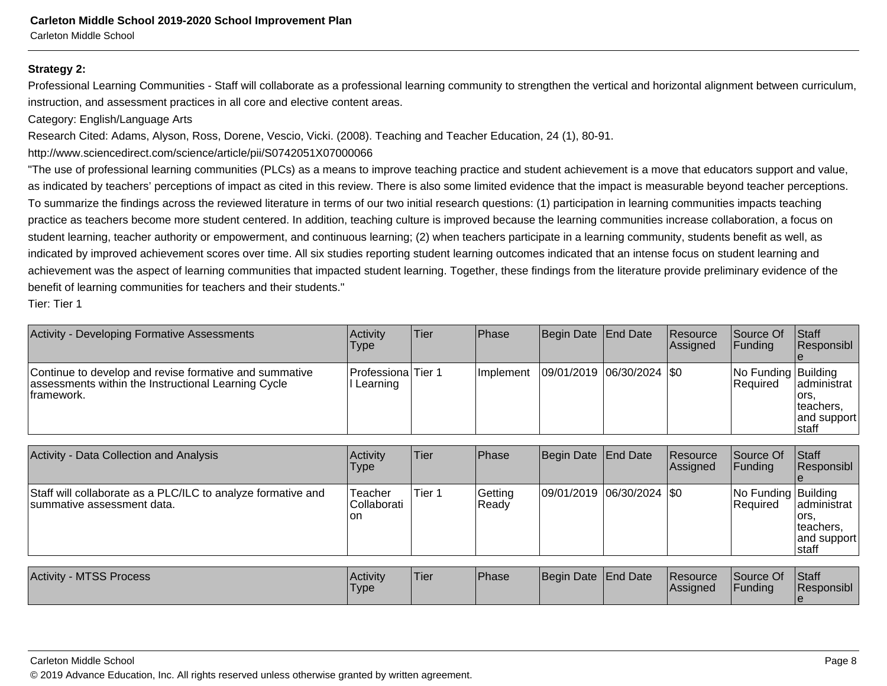**Strategy 2:**

Professional Learning Communities - Staff will collaborate as a professional learning community to strengthen the vertical and horizontal alignment between curriculum, instruction, and assessment practices in all core and elective content areas.

Category: English/Language Arts

Research Cited: Adams, Alyson, Ross, Dorene, Vescio, Vicki. (2008). Teaching and Teacher Education, 24 (1), 80-91.
http://www.sciencedirect.com/science/article/pii/S0742051X07000066

"The use of professional learning communities (PLCs) as a means to improve teaching practice and student achievement is a move that educators support and value, as indicated by teachers' perceptions of impact as cited in this review. There is also some limited evidence that the impact is measurable beyond teacher perceptions. To summarize the findings across the reviewed literature in terms of our two initial research questions: (1) participation in learning communities impacts teaching practice as teachers become more student centered. In addition, teaching culture is improved because the learning communities increase collaboration, a focus on student learning, teacher authority or empowerment, and continuous learning; (2) when teachers participate in a learning community, students benefit as well, as indicated by improved achievement scores over time. All six studies reporting student learning outcomes indicated that an intense focus on student learning and achievement was the aspect of learning communities that impacted student learning. Together, these findings from the literature provide preliminary evidence of the benefit of learning communities for teachers and their students."

Tier: Tier 1

| Activity - Developing Formative Assessments | Activity Type | Tier | Phase | Begin Date | End Date | Resource Assigned | Source Of Funding | Staff Responsible |
|---|---|---|---|---|---|---|---|---|
| Continue to develop and revise formative and summative assessments within the Instructional Learning Cycle framework. | Professional Learning | Tier 1 | Implement | 09/01/2019 | 06/30/2024 | $0 | No Funding Required | Building administrators, teachers, and support staff |

| Activity - Data Collection and Analysis | Activity Type | Tier | Phase | Begin Date | End Date | Resource Assigned | Source Of Funding | Staff Responsible |
|---|---|---|---|---|---|---|---|---|
| Staff will collaborate as a PLC/ILC to analyze formative and summative assessment data. | Teacher Collaboration | Tier 1 | Getting Ready | 09/01/2019 | 06/30/2024 | $0 | No Funding Required | Building administrators, teachers, and support staff |

| Activity - MTSS Process | Activity Type | Tier | Phase | Begin Date | End Date | Resource Assigned | Source Of Funding | Staff Responsible |
|---|---|---|---|---|---|---|---|---|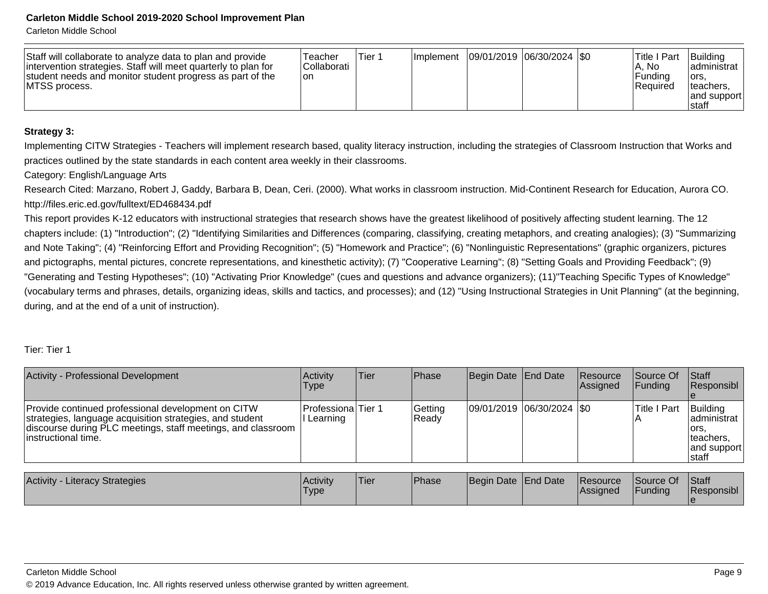| Staff will collaborate to analyze data to plan and provide intervention strategies. Staff will meet quarterly to plan for student needs and monitor student progress as part of the MTSS process. | Teacher Collaboration | Tier 1 | Implement | 09/01/2019 | 06/30/2024 | $0 | Title I Part A, No Funding Required | Building administrators, teachers, and support staff |
|---|---|---|---|---|---|---|---|---|

**Strategy 3:**

Implementing CITW Strategies - Teachers will implement research based, quality literacy instruction, including the strategies of Classroom Instruction that Works and practices outlined by the state standards in each content area weekly in their classrooms.

Category: English/Language Arts

Research Cited: Marzano, Robert J, Gaddy, Barbara B, Dean, Ceri. (2000). What works in classroom instruction. Mid-Continent Research for Education, Aurora CO. http://files.eric.ed.gov/fulltext/ED468434.pdf

This report provides K-12 educators with instructional strategies that research shows have the greatest likelihood of positively affecting student learning. The 12 chapters include: (1) "Introduction"; (2) "Identifying Similarities and Differences (comparing, classifying, creating metaphors, and creating analogies); (3) "Summarizing and Note Taking"; (4) "Reinforcing Effort and Providing Recognition"; (5) "Homework and Practice"; (6) "Nonlinguistic Representations" (graphic organizers, pictures and pictographs, mental pictures, concrete representations, and kinesthetic activity); (7) "Cooperative Learning"; (8) "Setting Goals and Providing Feedback"; (9) "Generating and Testing Hypotheses"; (10) "Activating Prior Knowledge" (cues and questions and advance organizers); (11)"Teaching Specific Types of Knowledge" (vocabulary terms and phrases, details, organizing ideas, skills and tactics, and processes); and (12) "Using Instructional Strategies in Unit Planning" (at the beginning, during, and at the end of a unit of instruction).

Tier: Tier 1

| Activity - Professional Development | Activity Type | Tier | Phase | Begin Date | End Date | Resource Assigned | Source Of Funding | Staff Responsible |
|---|---|---|---|---|---|---|---|---|
| Provide continued professional development on CITW strategies, language acquisition strategies, and student discourse during PLC meetings, staff meetings, and classroom instructional time. | Professional Learning | Tier 1 | Getting Ready | 09/01/2019 | 06/30/2024 | $0 | Title I Part A | Building administrators, teachers, and support staff |

| Activity - Literacy Strategies | Activity Type | Tier | Phase | Begin Date | End Date | Resource Assigned | Source Of Funding | Staff Responsible |
|---|---|---|---|---|---|---|---|---|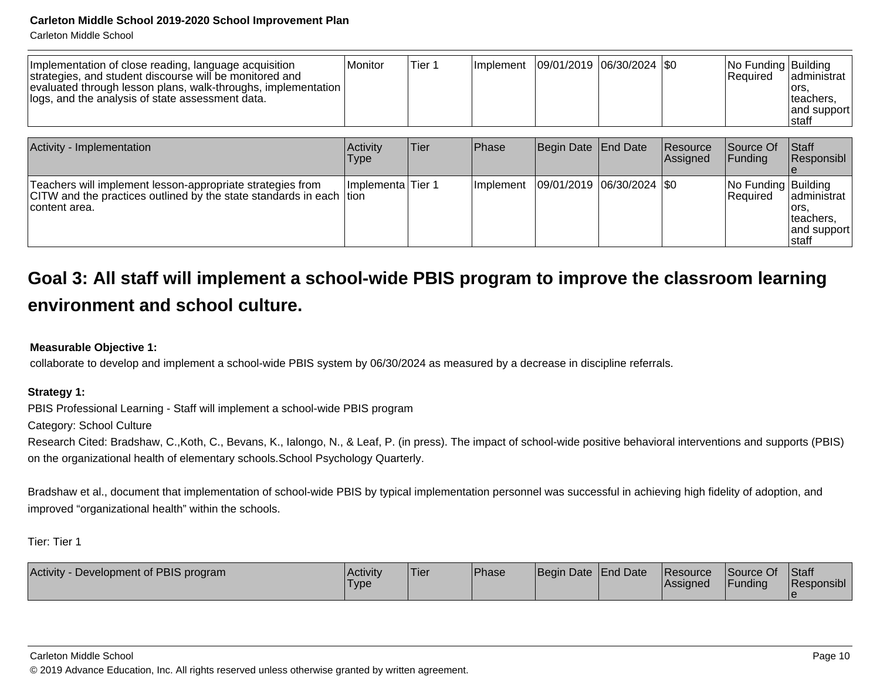| Implementation of close reading, language acquisition strategies, and student discourse will be monitored and evaluated through lesson plans, walk-throughs, implementation logs, and the analysis of state assessment data. | Monitor | Tier 1 | Implement | 09/01/2019 | 06/30/2024 | $0 | No Funding Required | Building administrators, teachers, and support staff |
|---|---|---|---|---|---|---|---|---|

| Activity - Implementation | Activity Type | Tier | Phase | Begin Date | End Date | Resource Assigned | Source Of Funding | Staff Responsible |
|---|---|---|---|---|---|---|---|---|
| Teachers will implement lesson-appropriate strategies from CITW and the practices outlined by the state standards in each content area. | Implementation | Tier 1 | Implement | 09/01/2019 | 06/30/2024 | $0 | No Funding Required | Building administrators, teachers, and support staff |

## Goal 3: All staff will implement a school-wide PBIS program to improve the classroom learning environment and school culture.

**Measurable Objective 1:**

collaborate to develop and implement a school-wide PBIS system by 06/30/2024 as measured by a decrease in discipline referrals.

**Strategy 1:**

PBIS Professional Learning - Staff will implement a school-wide PBIS program

Category: School Culture

Research Cited: Bradshaw, C.,Koth, C., Bevans, K., Ialongo, N., & Leaf, P. (in press). The impact of school-wide positive behavioral interventions and supports (PBIS) on the organizational health of elementary schools.School Psychology Quarterly.

Bradshaw et al., document that implementation of school-wide PBIS by typical implementation personnel was successful in achieving high fidelity of adoption, and improved “organizational health” within the schools.

Tier: Tier 1

| Activity - Development of PBIS program | Activity Type | Tier | Phase | Begin Date | End Date | Resource Assigned | Source Of Funding | Staff Responsible |
|---|---|---|---|---|---|---|---|---|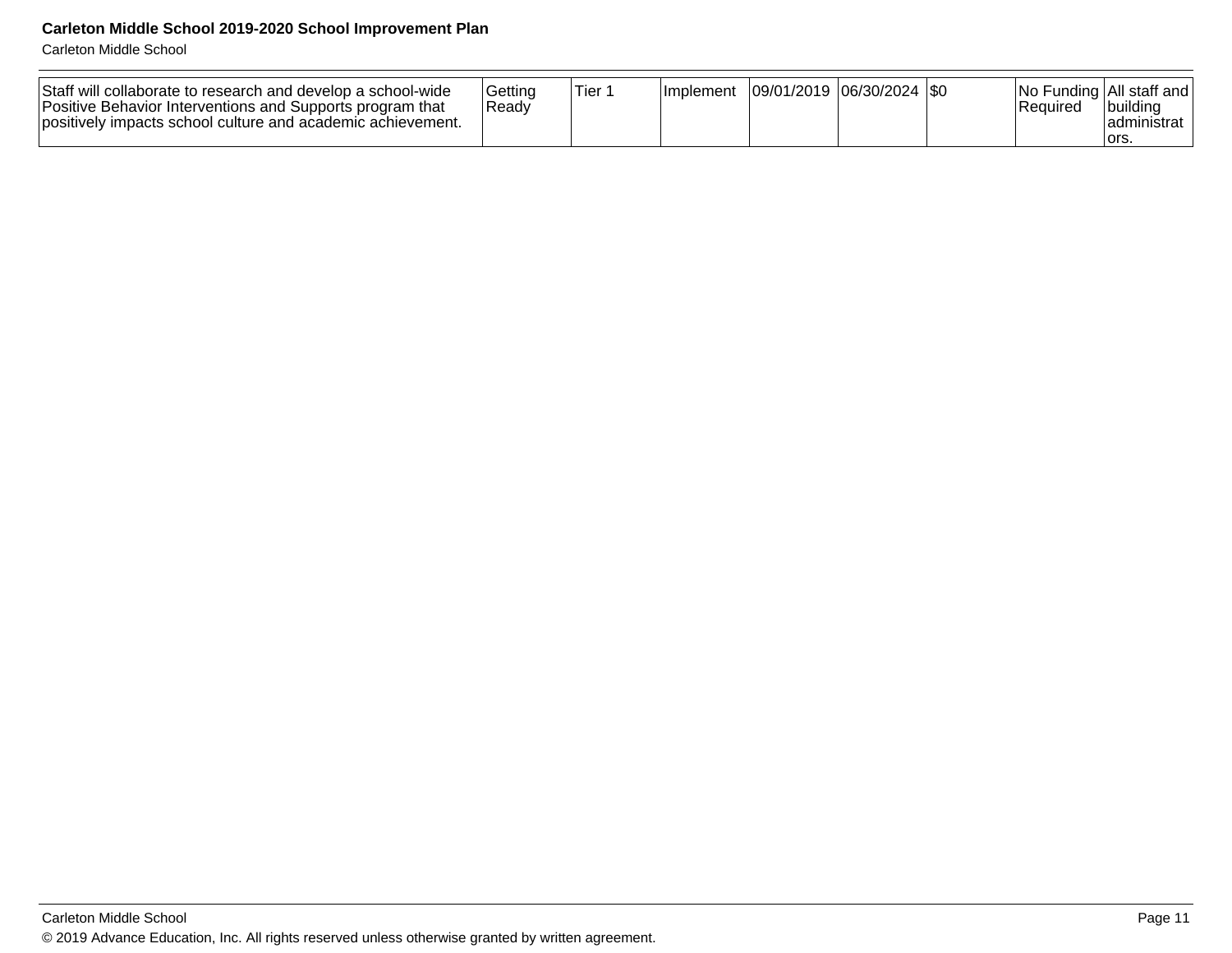| | | | | | | | | |
|---|---|---|---|---|---|---|---|---|
| Staff will collaborate to research and develop a school-wide Positive Behavior Interventions and Supports program that positively impacts school culture and academic achievement. | Getting Ready | Tier 1 | Implement | 09/01/2019 | 06/30/2024 | $0 | No Funding Required | All staff and building administrators. |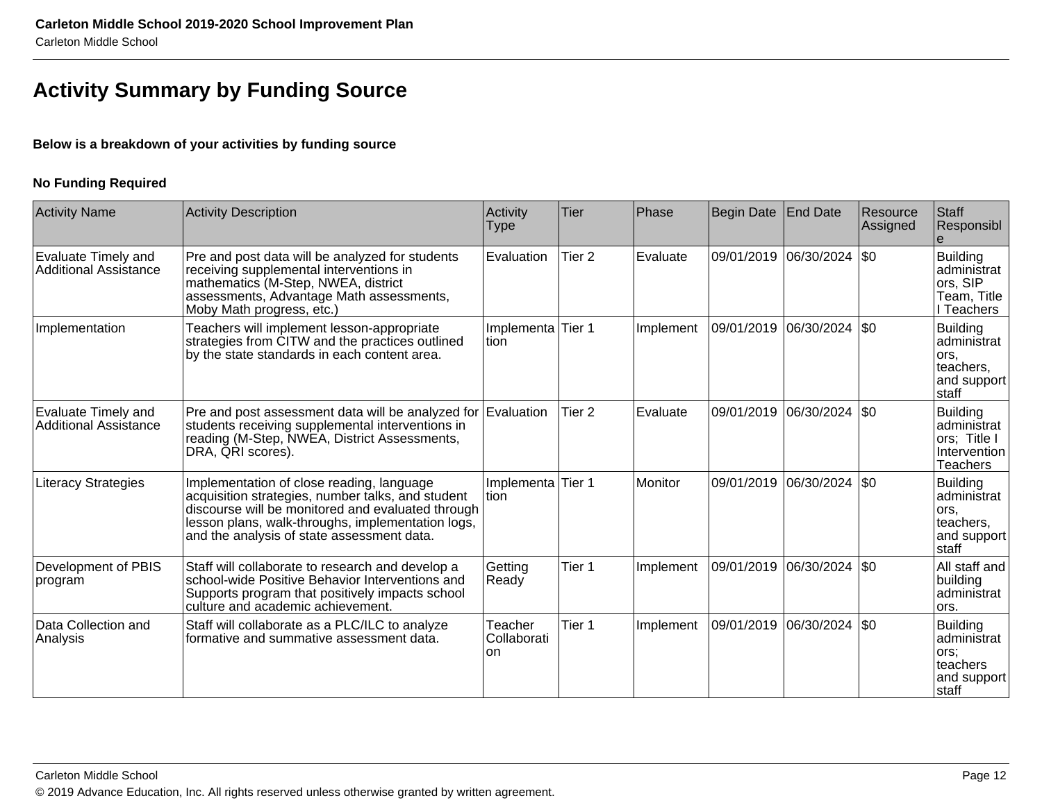## Activity Summary by Funding Source

**Below is a breakdown of your activities by funding source**

**No Funding Required**

| Activity Name | Activity Description | Activity Type | Tier | Phase | Begin Date | End Date | Resource Assigned | Staff Responsible |
|---|---|---|---|---|---|---|---|---|
| Evaluate Timely and Additional Assistance | Pre and post data will be analyzed for students receiving supplemental interventions in mathematics (M-Step, NWEA, district assessments, Advantage Math assessments, Moby Math progress, etc.) | Evaluation | Tier 2 | Evaluate | 09/01/2019 | 06/30/2024 | $0 | Building administrators, SIP Team, Title I Teachers |
| Implementation | Teachers will implement lesson-appropriate strategies from CITW and the practices outlined by the state standards in each content area. | Implementation | Tier 1 | Implement | 09/01/2019 | 06/30/2024 | $0 | Building administrators, teachers, and support staff |
| Evaluate Timely and Additional Assistance | Pre and post assessment data will be analyzed for students receiving supplemental interventions in reading (M-Step, NWEA, District Assessments, DRA, QRI scores). | Evaluation | Tier 2 | Evaluate | 09/01/2019 | 06/30/2024 | $0 | Building administrators; Title I Intervention Teachers |
| Literacy Strategies | Implementation of close reading, language acquisition strategies, number talks, and student discourse will be monitored and evaluated through lesson plans, walk-throughs, implementation logs, and the analysis of state assessment data. | Implementation | Tier 1 | Monitor | 09/01/2019 | 06/30/2024 | $0 | Building administrators, teachers, and support staff |
| Development of PBIS program | Staff will collaborate to research and develop a school-wide Positive Behavior Interventions and Supports program that positively impacts school culture and academic achievement. | Getting Ready | Tier 1 | Implement | 09/01/2019 | 06/30/2024 | $0 | All staff and building administrators. |
| Data Collection and Analysis | Staff will collaborate as a PLC/ILC to analyze formative and summative assessment data. | Teacher Collaboration | Tier 1 | Implement | 09/01/2019 | 06/30/2024 | $0 | Building administrators; teachers and support staff |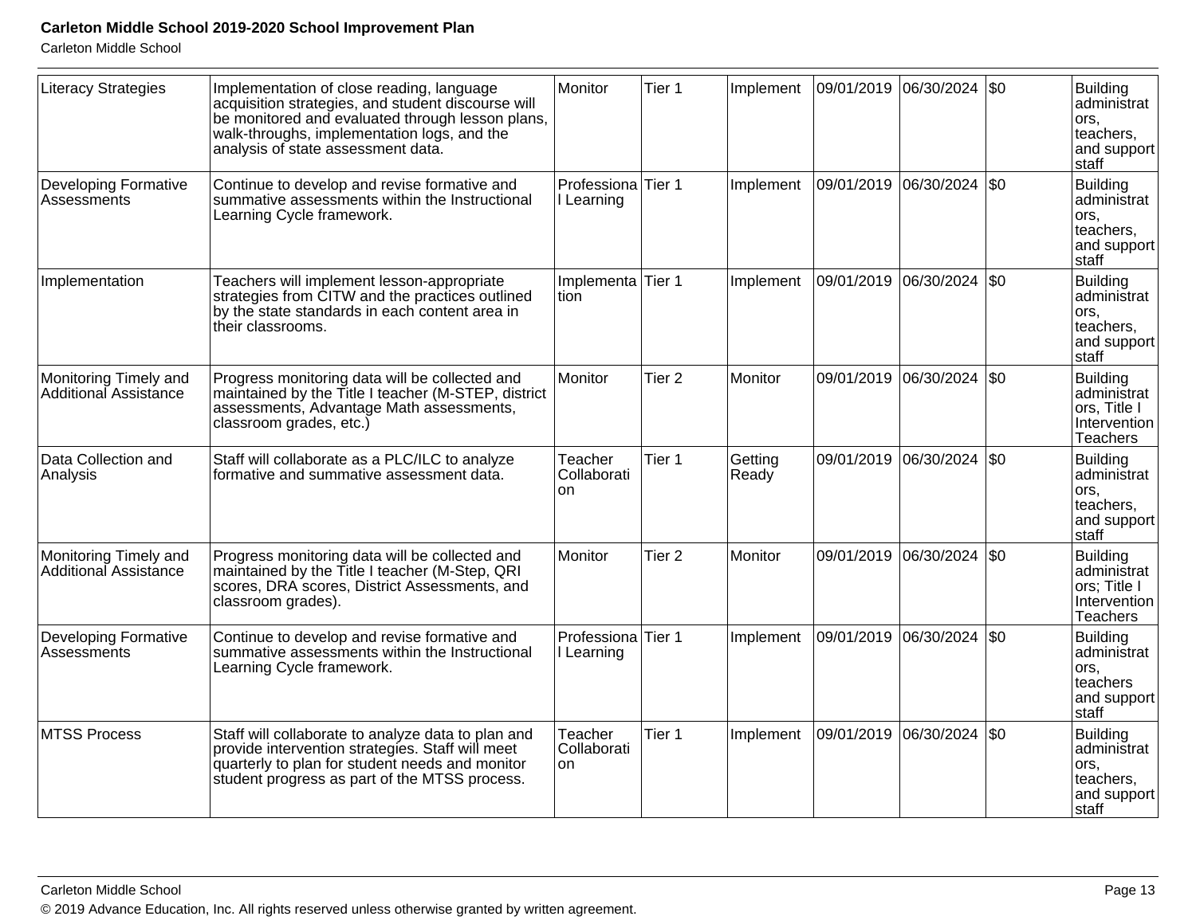| | | | | | | | | |
|---|---|---|---|---|---|---|---|---|
| Literacy Strategies | Implementation of close reading, language acquisition strategies, and student discourse will be monitored and evaluated through lesson plans, walk-throughs, implementation logs, and the analysis of state assessment data. | Monitor | Tier 1 | Implement | 09/01/2019 | 06/30/2024 | $0 | Building administrators, teachers, and support staff |
| Developing Formative Assessments | Continue to develop and revise formative and summative assessments within the Instructional Learning Cycle framework. | Professional Learning | Tier 1 | Implement | 09/01/2019 | 06/30/2024 | $0 | Building administrators, teachers, and support staff |
| Implementation | Teachers will implement lesson-appropriate strategies from CITW and the practices outlined by the state standards in each content area in their classrooms. | Implementation | Tier 1 | Implement | 09/01/2019 | 06/30/2024 | $0 | Building administrators, teachers, and support staff |
| Monitoring Timely and Additional Assistance | Progress monitoring data will be collected and maintained by the Title I teacher (M-STEP, district assessments, Advantage Math assessments, classroom grades, etc.) | Monitor | Tier 2 | Monitor | 09/01/2019 | 06/30/2024 | $0 | Building administrators, Title I Intervention Teachers |
| Data Collection and Analysis | Staff will collaborate as a PLC/ILC to analyze formative and summative assessment data. | Teacher Collaboration | Tier 1 | Getting Ready | 09/01/2019 | 06/30/2024 | $0 | Building administrators, teachers, and support staff |
| Monitoring Timely and Additional Assistance | Progress monitoring data will be collected and maintained by the Title I teacher (M-Step, QRI scores, DRA scores, District Assessments, and classroom grades). | Monitor | Tier 2 | Monitor | 09/01/2019 | 06/30/2024 | $0 | Building administrators; Title I Intervention Teachers |
| Developing Formative Assessments | Continue to develop and revise formative and summative assessments within the Instructional Learning Cycle framework. | Professional Learning | Tier 1 | Implement | 09/01/2019 | 06/30/2024 | $0 | Building administrators, teachers and support staff |
| MTSS Process | Staff will collaborate to analyze data to plan and provide intervention strategies. Staff will meet quarterly to plan for student needs and monitor student progress as part of the MTSS process. | Teacher Collaboration | Tier 1 | Implement | 09/01/2019 | 06/30/2024 | $0 | Building administrators, teachers, and support staff |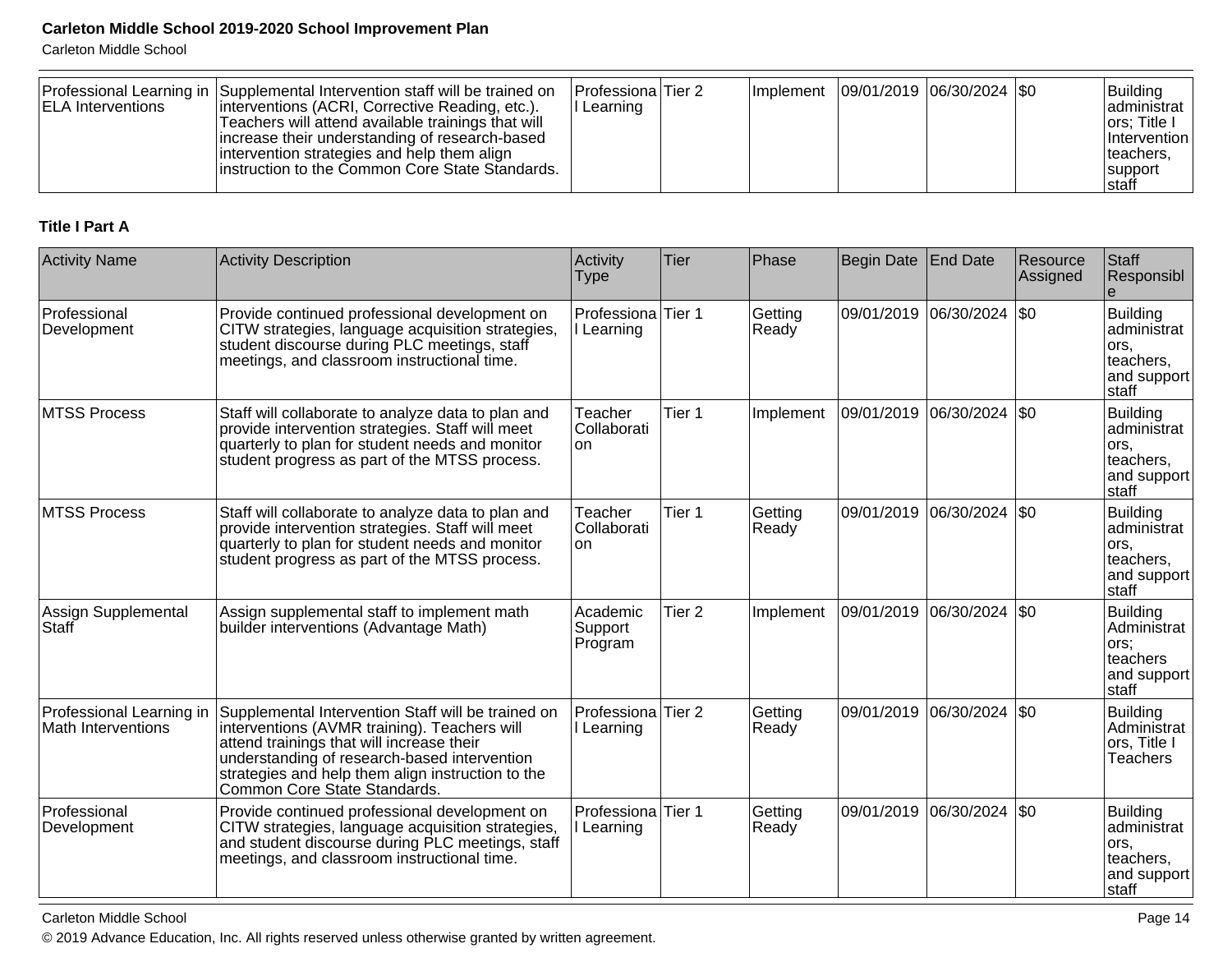| Professional Learning in ELA Interventions | Supplemental Intervention staff will be trained on interventions (ACRI, Corrective Reading, etc.). Teachers will attend available trainings that will increase their understanding of research-based intervention strategies and help them align instruction to the Common Core State Standards. | Professional Learning | Tier 2 | Implement | 09/01/2019 | 06/30/2024 | $0 | Building administrators; Title I Intervention teachers, support staff |
|---|---|---|---|---|---|---|---|---|

**Title I Part A**

| Activity Name | Activity Description | Activity Type | Tier | Phase | Begin Date | End Date | Resource Assigned | Staff Responsible |
|---|---|---|---|---|---|---|---|---|
| Professional Development | Provide continued professional development on CITW strategies, language acquisition strategies, student discourse during PLC meetings, staff meetings, and classroom instructional time. | Professional Learning | Tier 1 | Getting Ready | 09/01/2019 | 06/30/2024 | $0 | Building administrators, teachers, and support staff |
| MTSS Process | Staff will collaborate to analyze data to plan and provide intervention strategies. Staff will meet quarterly to plan for student needs and monitor student progress as part of the MTSS process. | Teacher Collaboration | Tier 1 | Implement | 09/01/2019 | 06/30/2024 | $0 | Building administrators, teachers, and support staff |
| MTSS Process | Staff will collaborate to analyze data to plan and provide intervention strategies. Staff will meet quarterly to plan for student needs and monitor student progress as part of the MTSS process. | Teacher Collaboration | Tier 1 | Getting Ready | 09/01/2019 | 06/30/2024 | $0 | Building administrators, teachers, and support staff |
| Assign Supplemental Staff | Assign supplemental staff to implement math builder interventions (Advantage Math) | Academic Support Program | Tier 2 | Implement | 09/01/2019 | 06/30/2024 | $0 | Building Administrators; teachers and support staff |
| Professional Learning in Math Interventions | Supplemental Intervention Staff will be trained on interventions (AVMR training). Teachers will attend trainings that will increase their understanding of research-based intervention strategies and help them align instruction to the Common Core State Standards. | Professional Learning | Tier 2 | Getting Ready | 09/01/2019 | 06/30/2024 | $0 | Building Administrators, Title I Teachers |
| Professional Development | Provide continued professional development on CITW strategies, language acquisition strategies, and student discourse during PLC meetings, staff meetings, and classroom instructional time. | Professional Learning | Tier 1 | Getting Ready | 09/01/2019 | 06/30/2024 | $0 | Building administrators, teachers, and support staff |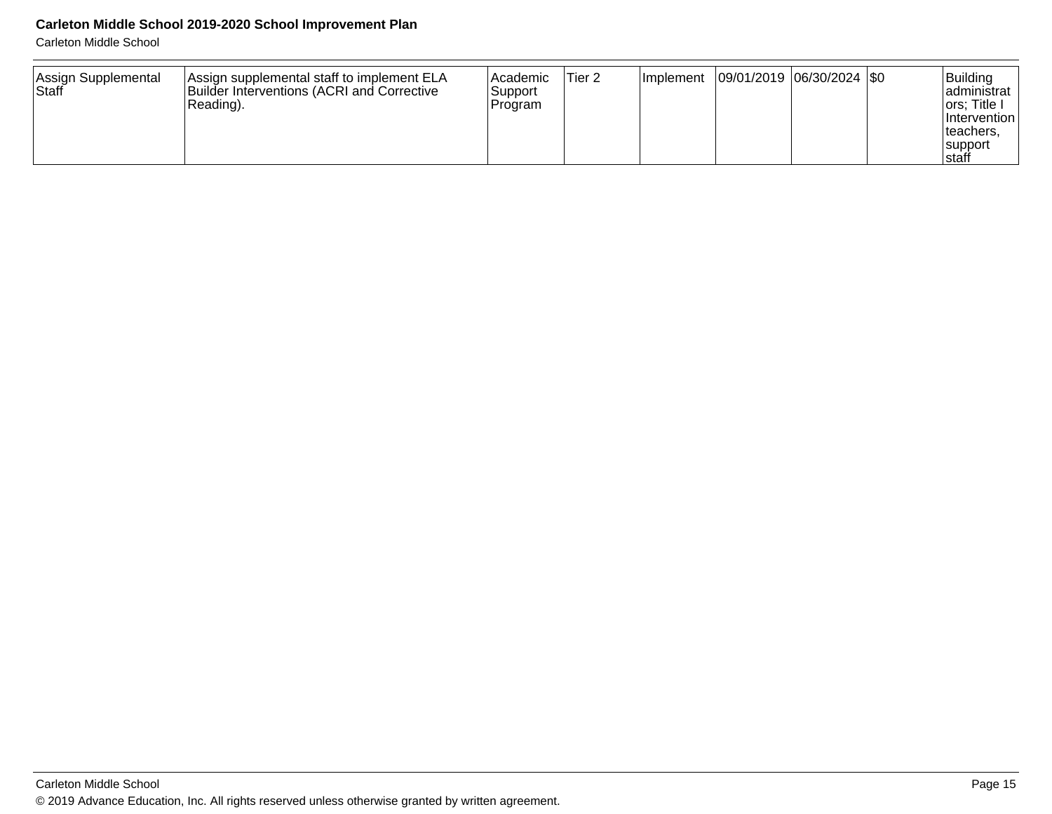| | | | | | | | | |
|---|---|---|---|---|---|---|---|---|
| Assign Supplemental Staff | Assign supplemental staff to implement ELA Builder Interventions (ACRI and Corrective Reading). | Academic Support Program | Tier 2 | Implement | 09/01/2019 | 06/30/2024 | $0 | Building administrators; Title I Intervention teachers, support staff |